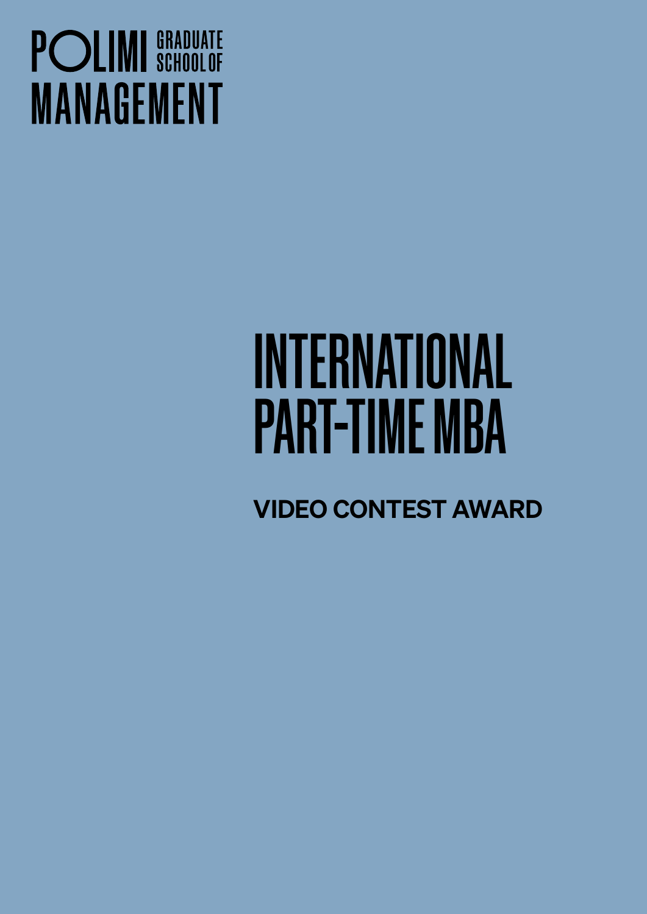POLIMI GRADUATE SCHOOL OF MANAGEMENT

# INTERNATIONAL PART-TIME MBA

## VIDEO CONTEST AWARD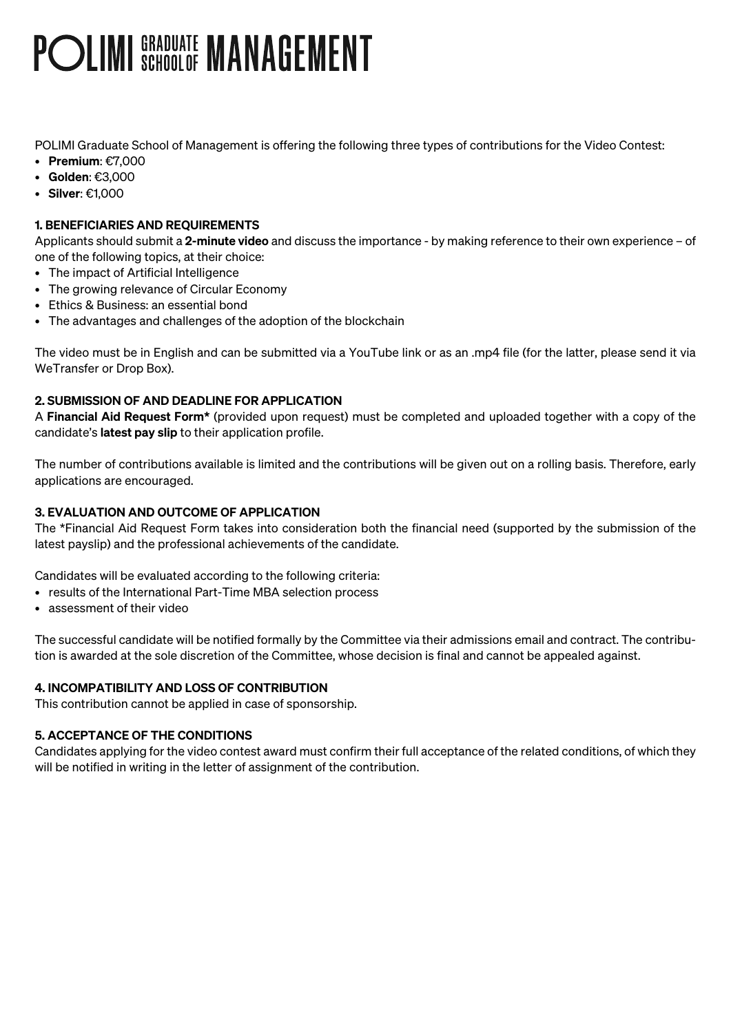# POLIMI GRADUATE SCHOOL OF MANAGEMENT

POLIMI Graduate School of Management is offering the following three types of contributions for the Video Contest:

- **Premium**: €7,000
- **Golden**: €3,000
- **Silver**: €1,000

### 1. BENEFICIARIES AND REQUIREMENTS

Applicants should submit a **2-minute video** and discuss the importance - by making reference to their own experience – of one of the following topics, at their choice:

- The impact of Artificial Intelligence
- The growing relevance of Circular Economy
- Ethics & Business: an essential bond
- The advantages and challenges of the adoption of the blockchain

The video must be in English and can be submitted via a YouTube link or as an .mp4 file (for the latter, please send it via WeTransfer or Drop Box).

### 2. SUBMISSION OF AND DEADLINE FOR APPLICATION

A **Financial Aid Request Form*** (provided upon request) must be completed and uploaded together with a copy of the candidate's **latest pay slip** to their application profile.

The number of contributions available is limited and the contributions will be given out on a rolling basis. Therefore, early applications are encouraged.

### 3. EVALUATION AND OUTCOME OF APPLICATION

The *Financial Aid Request Form takes into consideration both the financial need (supported by the submission of the latest payslip) and the professional achievements of the candidate.

Candidates will be evaluated according to the following criteria:

- results of the International Part-Time MBA selection process
- assessment of their video

The successful candidate will be notified formally by the Committee via their admissions email and contract. The contribution is awarded at the sole discretion of the Committee, whose decision is final and cannot be appealed against.

### 4. INCOMPATIBILITY AND LOSS OF CONTRIBUTION

This contribution cannot be applied in case of sponsorship.

### 5. ACCEPTANCE OF THE CONDITIONS

Candidates applying for the video contest award must confirm their full acceptance of the related conditions, of which they will be notified in writing in the letter of assignment of the contribution.